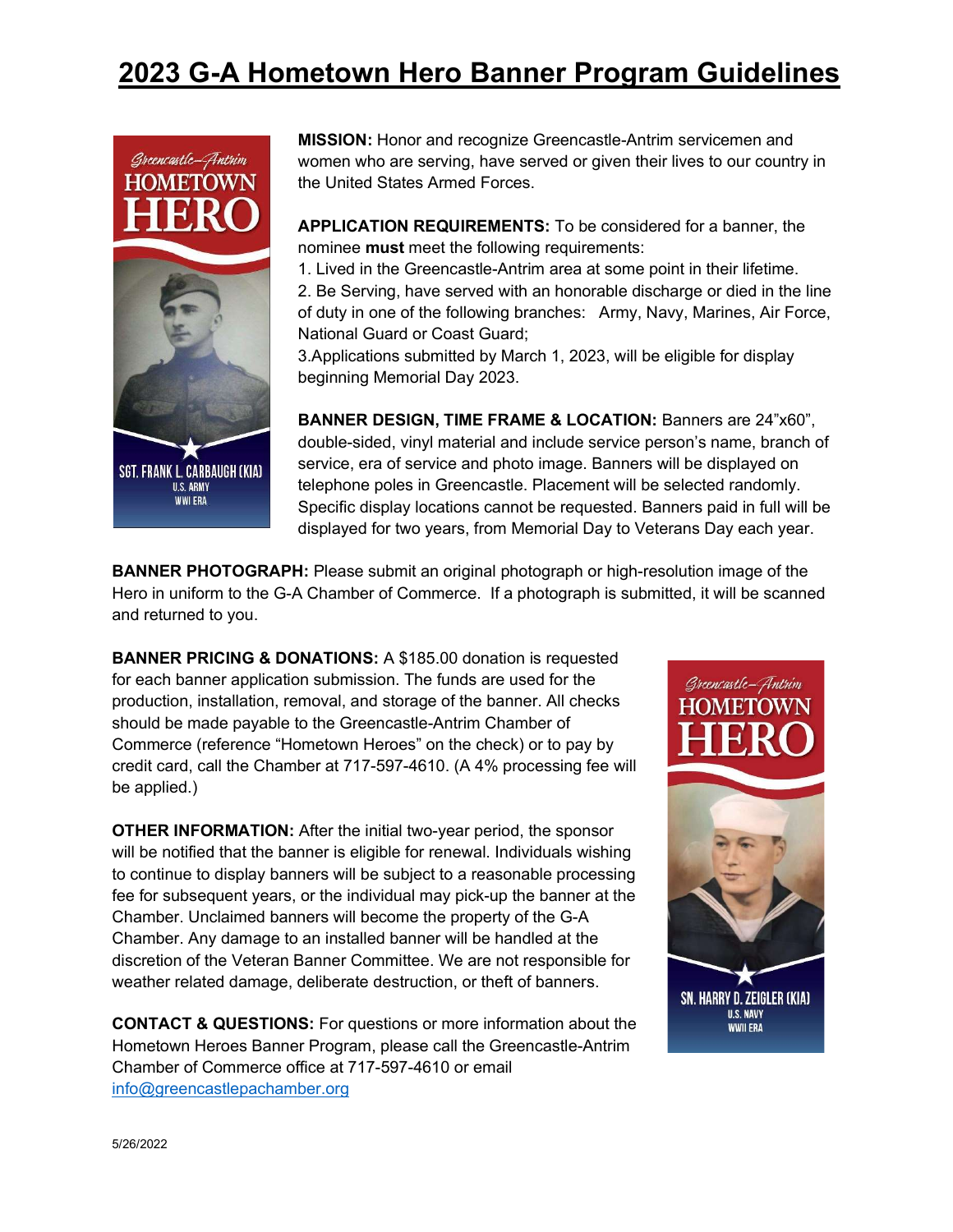# 2023 G-A Hometown Hero Banner Program Guidelines

**MISSION:** Honor and recognize Greencastle-Antrim servicemen and women who are serving, have served or given their lives to our country in the United States Armed Forces.

**APPLICATION REQUIREMENTS:** To be considered for a banner, the nominee **must** meet the following requirements:

1. Lived in the Greencastle-Antrim area at some point in their lifetime.
2. Be Serving, have served with an honorable discharge or died in the line of duty in one of the following branches: Army, Navy, Marines, Air Force, National Guard or Coast Guard;
3. Applications submitted by March 1, 2023, will be eligible for display beginning Memorial Day 2023.

**BANNER DESIGN, TIME FRAME & LOCATION:** Banners are 24"x60", double-sided, vinyl material and include service person's name, branch of service, era of service and photo image. Banners will be displayed on telephone poles in Greencastle. Placement will be selected randomly. Specific display locations cannot be requested. Banners paid in full will be displayed for two years, from Memorial Day to Veterans Day each year.

**BANNER PHOTOGRAPH:** Please submit an original photograph or high-resolution image of the Hero in uniform to the G-A Chamber of Commerce. If a photograph is submitted, it will be scanned and returned to you.

**BANNER PRICING & DONATIONS:** A $185.00 donation is requested for each banner application submission. The funds are used for the production, installation, removal, and storage of the banner. All checks should be made payable to the Greencastle-Antrim Chamber of Commerce (reference "Hometown Heroes" on the check) or to pay by credit card, call the Chamber at 717-597-4610. (A 4% processing fee will be applied.)

**OTHER INFORMATION:** After the initial two-year period, the sponsor will be notified that the banner is eligible for renewal. Individuals wishing to continue to display banners will be subject to a reasonable processing fee for subsequent years, or the individual may pick-up the banner at the Chamber. Unclaimed banners will become the property of the G-A Chamber. Any damage to an installed banner will be handled at the discretion of the Veteran Banner Committee. We are not responsible for weather related damage, deliberate destruction, or theft of banners.

**CONTACT & QUESTIONS:** For questions or more information about the Hometown Heroes Banner Program, please call the Greencastle-Antrim Chamber of Commerce office at 717-597-4610 or email info@greencastlepachamber.org

5/26/2022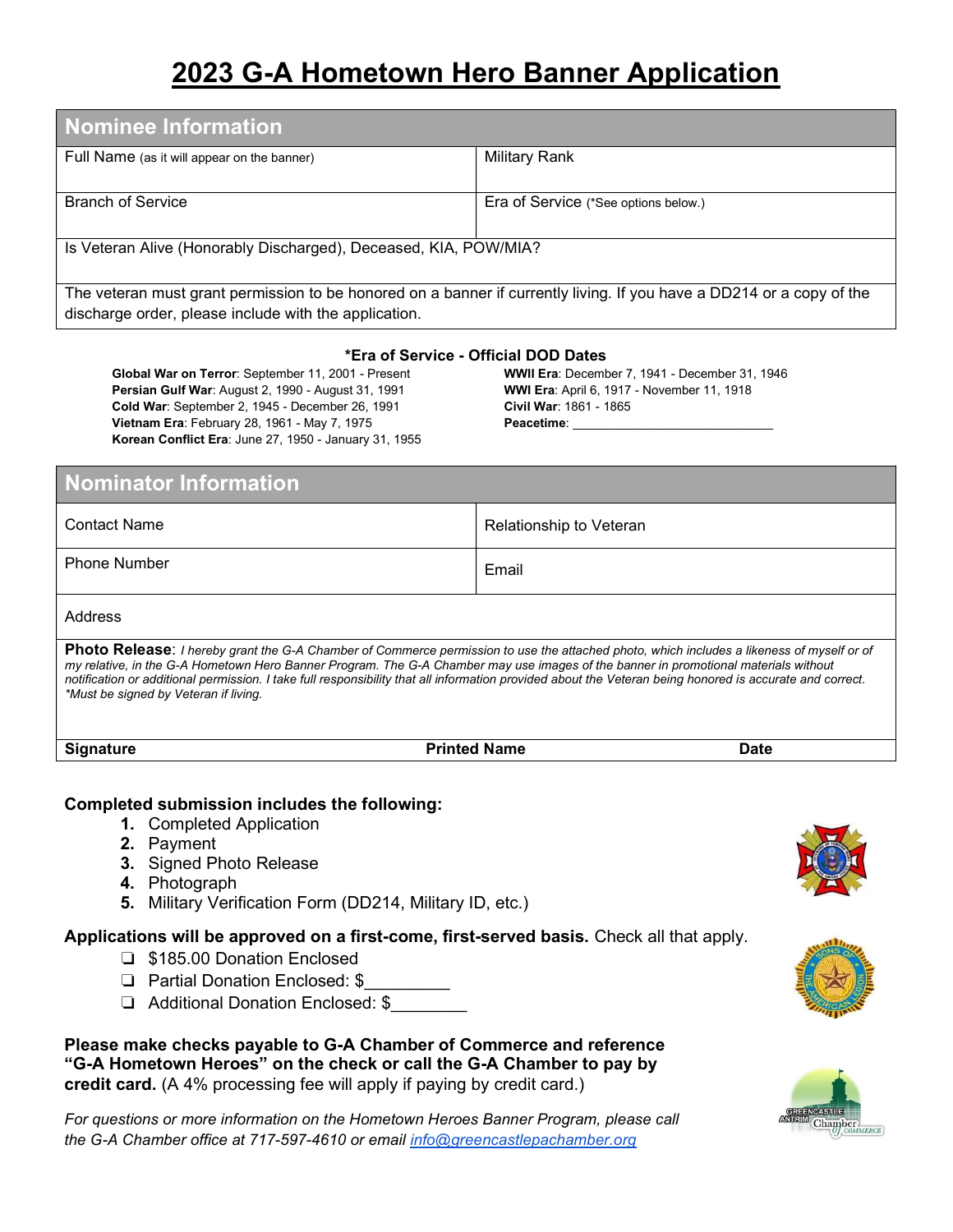# 2023 G-A Hometown Hero Banner Application

## Nominee Information

| | |
|---|---|
| Full Name (as it will appear on the banner) | Military Rank |
| Branch of Service | Era of Service (*See options below.) |
| Is Veteran Alive (Honorably Discharged), Deceased, KIA, POW/MIA? | |
| The veteran must grant permission to be honored on a banner if currently living. If you have a DD214 or a copy of the discharge order, please include with the application. | |

### *Era of Service - Official DOD Dates

**Global War on Terror**: September 11, 2001 - Present
**Persian Gulf War**: August 2, 1990 - August 31, 1991
**Cold War**: September 2, 1945 - December 26, 1991
**Vietnam Era**: February 28, 1961 - May 7, 1975
**Korean Conflict Era**: June 27, 1950 - January 31, 1955
**WWII Era**: December 7, 1941 - December 31, 1946
**WWI Era**: April 6, 1917 - November 11, 1918
**Civil War**: 1861 - 1865
**Peacetime**: ____________________________

## Nominator Information

| | |
|---|---|
| Contact Name | Relationship to Veteran |
| Phone Number | Email |
| Address | |

**Photo Release**: *I hereby grant the G-A Chamber of Commerce permission to use the attached photo, which includes a likeness of myself or of my relative, in the G-A Hometown Hero Banner Program. The G-A Chamber may use images of the banner in promotional materials without notification or additional permission. I take full responsibility that all information provided about the Veteran being honored is accurate and correct. *Must be signed by Veteran if living.*

| Signature | Printed Name | Date |
|---|---|---|
| | | |

**Completed submission includes the following:**

1. Completed Application
2. Payment
3. Signed Photo Release
4. Photograph
5. Military Verification Form (DD214, Military ID, etc.)

**Applications will be approved on a first-come, first-served basis.** Check all that apply.

- ❑ $185.00 Donation Enclosed
- ❑ Partial Donation Enclosed: $_________
- ❑ Additional Donation Enclosed: $________

**Please make checks payable to G-A Chamber of Commerce and reference "G-A Hometown Heroes" on the check or call the G-A Chamber to pay by credit card.** (A 4% processing fee will apply if paying by credit card.)

*For questions or more information on the Hometown Heroes Banner Program, please call the G-A Chamber office at 717-597-4610 or email info@greencastlepachamber.org*